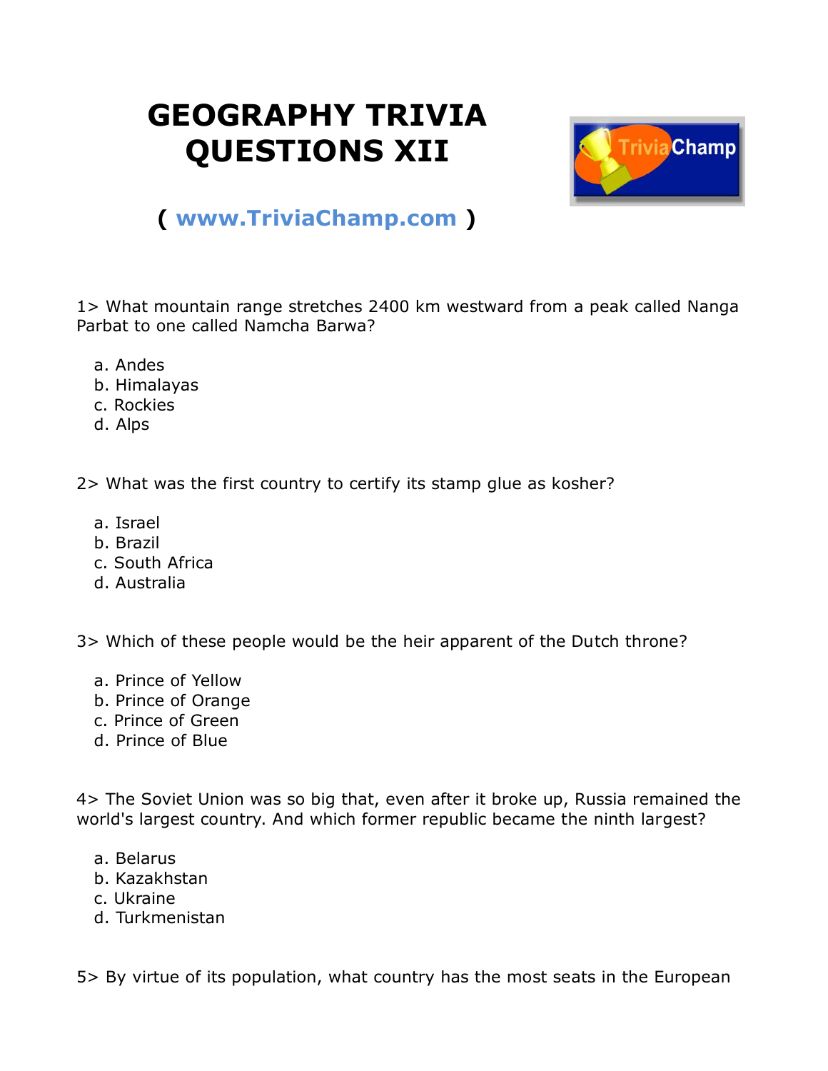# GEOGRAPHY TRIVIA QUESTIONS XII

( www.TriviaChamp.com )

1> What mountain range stretches 2400 km westward from a peak called Nanga Parbat to one called Namcha Barwa?

a. Andes
b. Himalayas
c. Rockies
d. Alps

2> What was the first country to certify its stamp glue as kosher?

a. Israel
b. Brazil
c. South Africa
d. Australia

3> Which of these people would be the heir apparent of the Dutch throne?

a. Prince of Yellow
b. Prince of Orange
c. Prince of Green
d. Prince of Blue

4> The Soviet Union was so big that, even after it broke up, Russia remained the world's largest country. And which former republic became the ninth largest?

a. Belarus
b. Kazakhstan
c. Ukraine
d. Turkmenistan

5> By virtue of its population, what country has the most seats in the European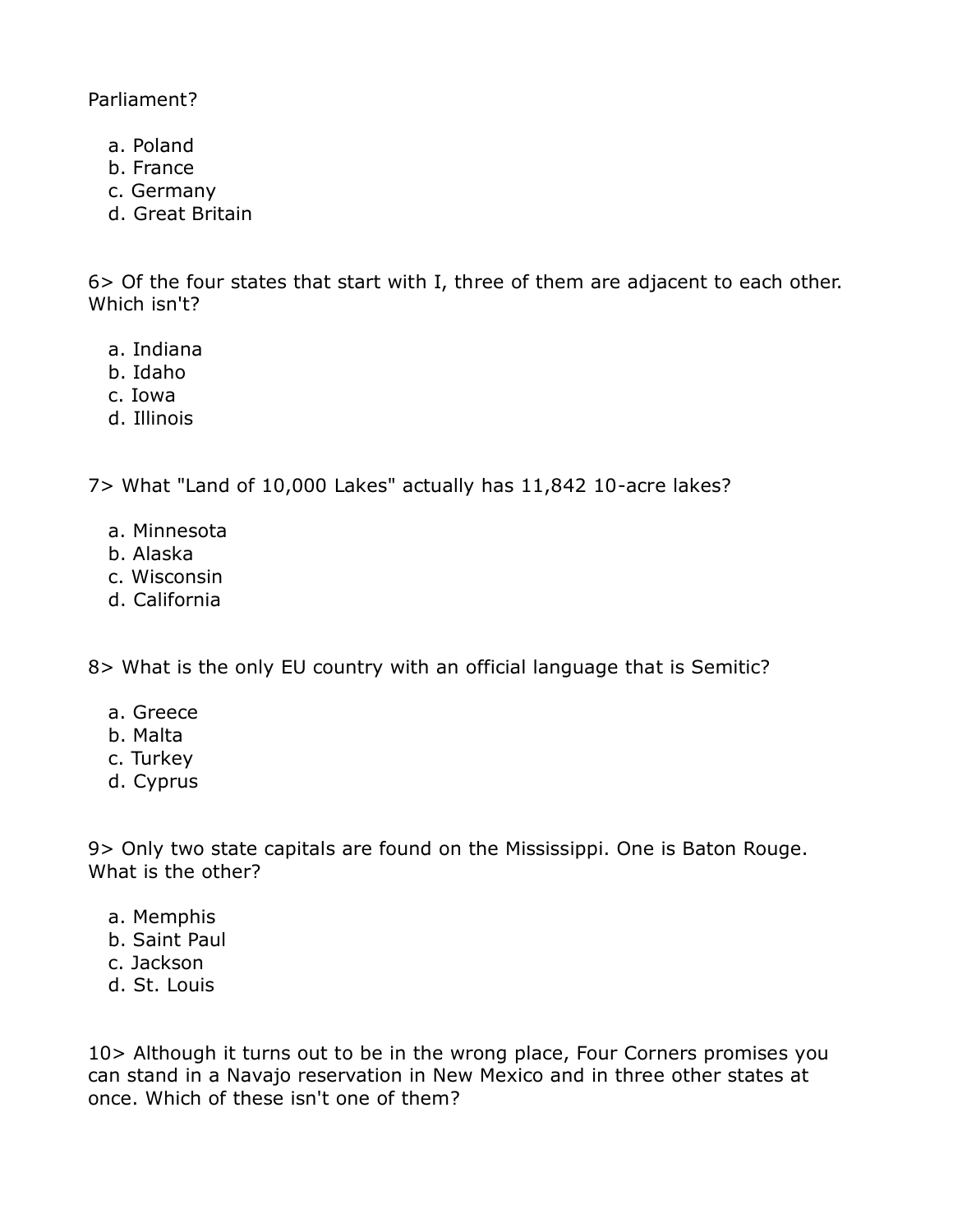Parliament?

a. Poland
b. France
c. Germany
d. Great Britain

6> Of the four states that start with I, three of them are adjacent to each other. Which isn't?

a. Indiana
b. Idaho
c. Iowa
d. Illinois

7> What "Land of 10,000 Lakes" actually has 11,842 10-acre lakes?

a. Minnesota
b. Alaska
c. Wisconsin
d. California

8> What is the only EU country with an official language that is Semitic?

a. Greece
b. Malta
c. Turkey
d. Cyprus

9> Only two state capitals are found on the Mississippi. One is Baton Rouge. What is the other?

a. Memphis
b. Saint Paul
c. Jackson
d. St. Louis

10> Although it turns out to be in the wrong place, Four Corners promises you can stand in a Navajo reservation in New Mexico and in three other states at once. Which of these isn't one of them?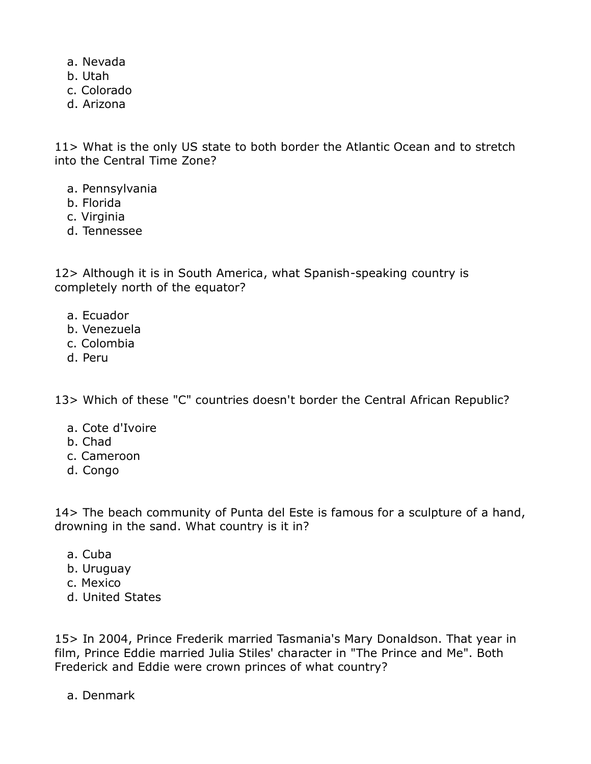a. Nevada
b. Utah
c. Colorado
d. Arizona

11> What is the only US state to both border the Atlantic Ocean and to stretch into the Central Time Zone?

a. Pennsylvania
b. Florida
c. Virginia
d. Tennessee

12> Although it is in South America, what Spanish-speaking country is completely north of the equator?

a. Ecuador
b. Venezuela
c. Colombia
d. Peru

13> Which of these "C" countries doesn't border the Central African Republic?

a. Cote d'Ivoire
b. Chad
c. Cameroon
d. Congo

14> The beach community of Punta del Este is famous for a sculpture of a hand, drowning in the sand. What country is it in?

a. Cuba
b. Uruguay
c. Mexico
d. United States

15> In 2004, Prince Frederik married Tasmania's Mary Donaldson. That year in film, Prince Eddie married Julia Stiles' character in "The Prince and Me". Both Frederick and Eddie were crown princes of what country?

a. Denmark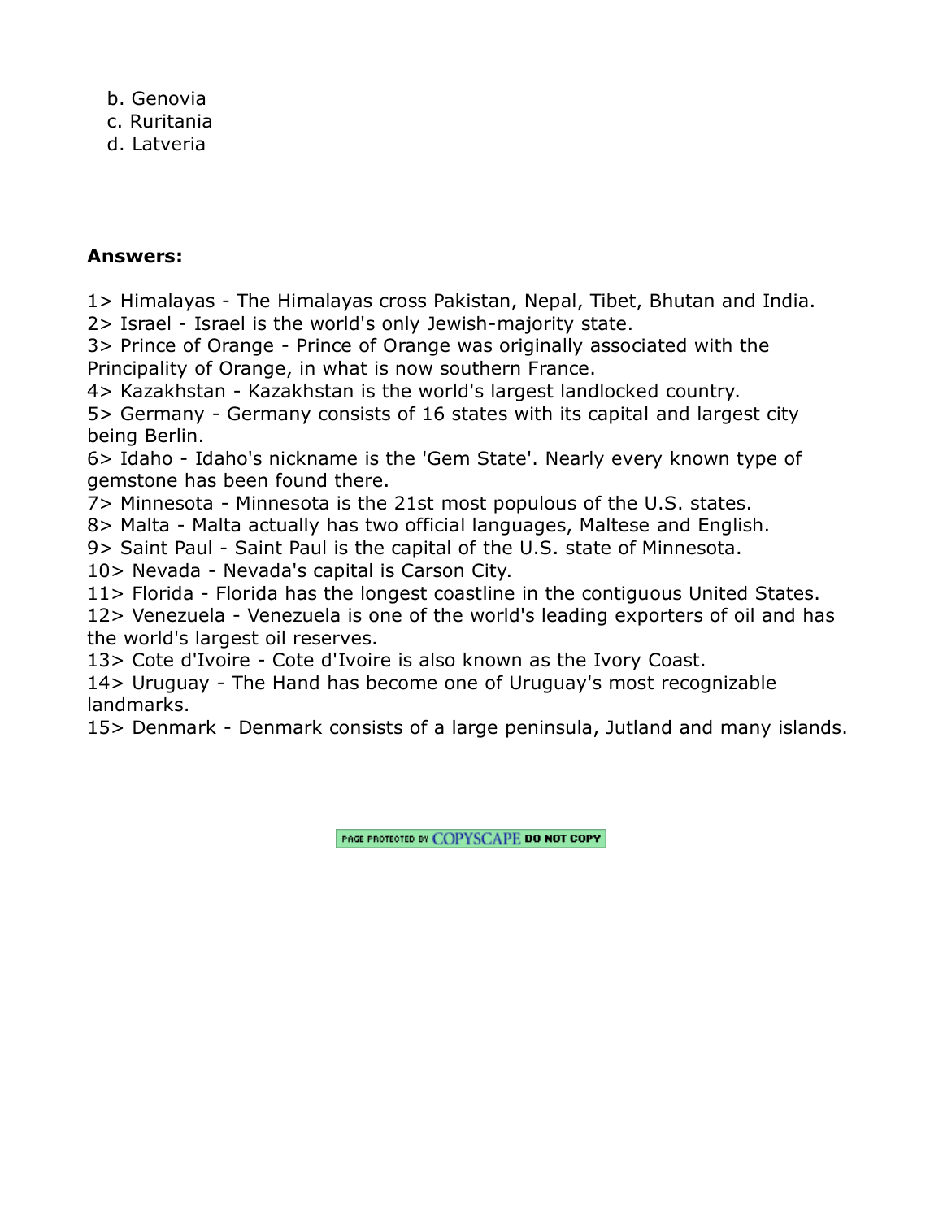b. Genovia
c. Ruritania
d. Latveria

**Answers:**

1> Himalayas - The Himalayas cross Pakistan, Nepal, Tibet, Bhutan and India.
2> Israel - Israel is the world's only Jewish-majority state.
3> Prince of Orange - Prince of Orange was originally associated with the Principality of Orange, in what is now southern France.
4> Kazakhstan - Kazakhstan is the world's largest landlocked country.
5> Germany - Germany consists of 16 states with its capital and largest city being Berlin.
6> Idaho - Idaho's nickname is the 'Gem State'. Nearly every known type of gemstone has been found there.
7> Minnesota - Minnesota is the 21st most populous of the U.S. states.
8> Malta - Malta actually has two official languages, Maltese and English.
9> Saint Paul - Saint Paul is the capital of the U.S. state of Minnesota.
10> Nevada - Nevada's capital is Carson City.
11> Florida - Florida has the longest coastline in the contiguous United States.
12> Venezuela - Venezuela is one of the world's leading exporters of oil and has the world's largest oil reserves.
13> Cote d'Ivoire - Cote d'Ivoire is also known as the Ivory Coast.
14> Uruguay - The Hand has become one of Uruguay's most recognizable landmarks.
15> Denmark - Denmark consists of a large peninsula, Jutland and many islands.

PAGE PROTECTED BY COPYSCAPE DO NOT COPY